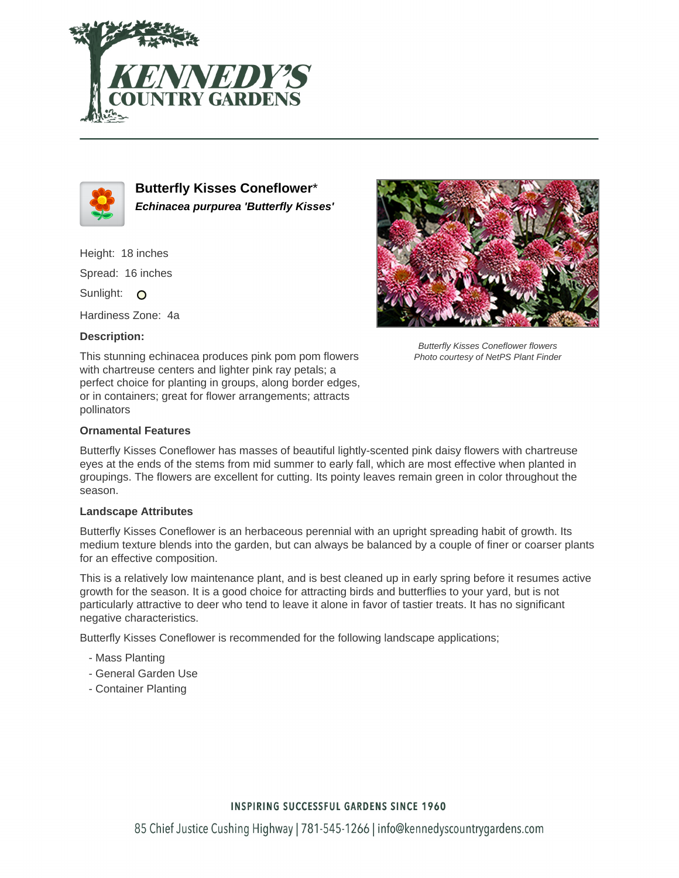# Butterfly Kisses Coneflower*

***Echinacea purpurea 'Butterfly Kisses'***

Height: 18 inches

Spread: 16 inches

Sunlight: O

Hardiness Zone: 4a

**Description:**

This stunning echinacea produces pink pom pom flowers with chartreuse centers and lighter pink ray petals; a perfect choice for planting in groups, along border edges, or in containers; great for flower arrangements; attracts pollinators

*Butterfly Kisses Coneflower flowers*
*Photo courtesy of NetPS Plant Finder*

### Ornamental Features

Butterfly Kisses Coneflower has masses of beautiful lightly-scented pink daisy flowers with chartreuse eyes at the ends of the stems from mid summer to early fall, which are most effective when planted in groupings. The flowers are excellent for cutting. Its pointy leaves remain green in color throughout the season.

### Landscape Attributes

Butterfly Kisses Coneflower is an herbaceous perennial with an upright spreading habit of growth. Its medium texture blends into the garden, but can always be balanced by a couple of finer or coarser plants for an effective composition.

This is a relatively low maintenance plant, and is best cleaned up in early spring before it resumes active growth for the season. It is a good choice for attracting birds and butterflies to your yard, but is not particularly attractive to deer who tend to leave it alone in favor of tastier treats. It has no significant negative characteristics.

Butterfly Kisses Coneflower is recommended for the following landscape applications;

- Mass Planting
- General Garden Use
- Container Planting

INSPIRING SUCCESSFUL GARDENS SINCE 1960

85 Chief Justice Cushing Highway | 781-545-1266 | info@kennedyscountrygardens.com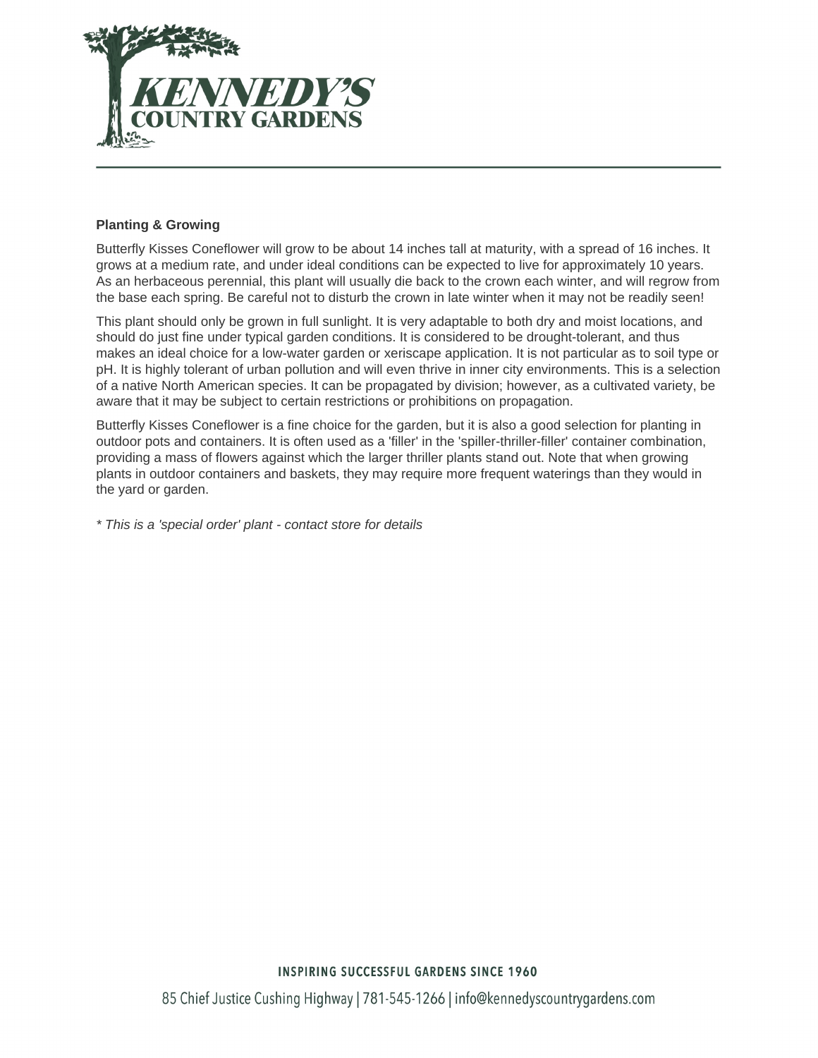**Planting & Growing**

Butterfly Kisses Coneflower will grow to be about 14 inches tall at maturity, with a spread of 16 inches. It grows at a medium rate, and under ideal conditions can be expected to live for approximately 10 years. As an herbaceous perennial, this plant will usually die back to the crown each winter, and will regrow from the base each spring. Be careful not to disturb the crown in late winter when it may not be readily seen!

This plant should only be grown in full sunlight. It is very adaptable to both dry and moist locations, and should do just fine under typical garden conditions. It is considered to be drought-tolerant, and thus makes an ideal choice for a low-water garden or xeriscape application. It is not particular as to soil type or pH. It is highly tolerant of urban pollution and will even thrive in inner city environments. This is a selection of a native North American species. It can be propagated by division; however, as a cultivated variety, be aware that it may be subject to certain restrictions or prohibitions on propagation.

Butterfly Kisses Coneflower is a fine choice for the garden, but it is also a good selection for planting in outdoor pots and containers. It is often used as a 'filler' in the 'spiller-thriller-filler' container combination, providing a mass of flowers against which the larger thriller plants stand out. Note that when growing plants in outdoor containers and baskets, they may require more frequent waterings than they would in the yard or garden.

*\* This is a 'special order' plant - contact store for details*